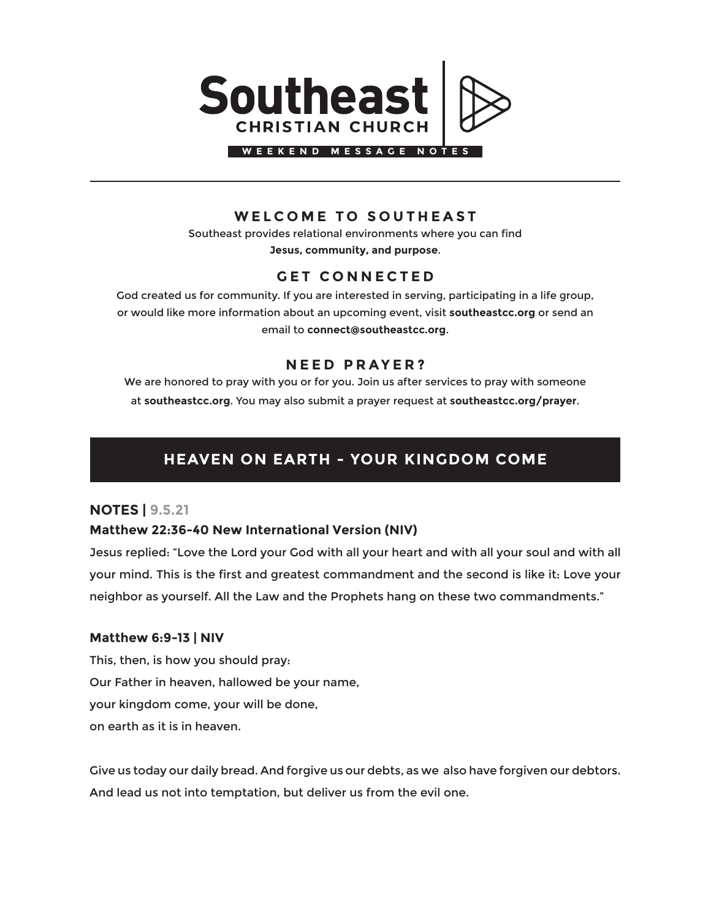# Southeast CHRISTIAN CHURCH

**WEEKEND MESSAGE NOTES**

---

## WELCOME TO SOUTHEAST

Southeast provides relational environments where you can find **Jesus, community, and purpose**.

## GET CONNECTED

God created us for community. If you are interested in serving, participating in a life group, or would like more information about an upcoming event, visit **southeastcc.org** or send an email to **connect@southeastcc.org**.

## NEED PRAYER?

We are honored to pray with you or for you. Join us after services to pray with someone at **southeastcc.org**. You may also submit a prayer request at **southeastcc.org/prayer**.

## HEAVEN ON EARTH - YOUR KINGDOM COME

**NOTES | 9.5.21**

**Matthew 22:36-40 New International Version (NIV)**

Jesus replied: "Love the Lord your God with all your heart and with all your soul and with all your mind. This is the first and greatest commandment and the second is like it: Love your neighbor as yourself. All the Law and the Prophets hang on these two commandments."

**Matthew 6:9-13 | NIV**

This, then, is how you should pray:
Our Father in heaven, hallowed be your name,
your kingdom come, your will be done,
on earth as it is in heaven.

Give us today our daily bread. And forgive us our debts, as we also have forgiven our debtors. And lead us not into temptation, but deliver us from the evil one.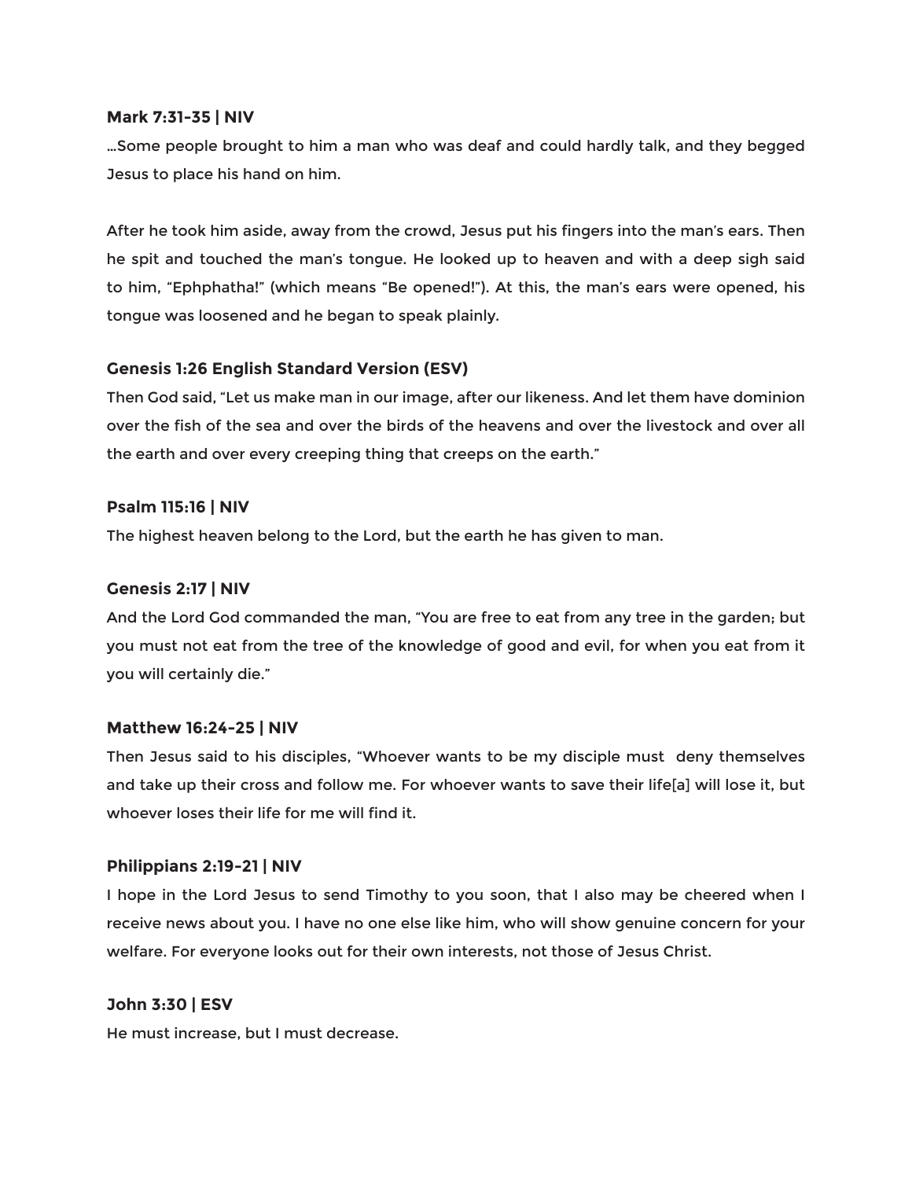**Mark 7:31-35 | NIV**

…Some people brought to him a man who was deaf and could hardly talk, and they begged Jesus to place his hand on him.

After he took him aside, away from the crowd, Jesus put his fingers into the man's ears. Then he spit and touched the man's tongue. He looked up to heaven and with a deep sigh said to him, "Ephphatha!" (which means "Be opened!"). At this, the man's ears were opened, his tongue was loosened and he began to speak plainly.

**Genesis 1:26 English Standard Version (ESV)**

Then God said, "Let us make man in our image, after our likeness. And let them have dominion over the fish of the sea and over the birds of the heavens and over the livestock and over all the earth and over every creeping thing that creeps on the earth."

**Psalm 115:16 | NIV**

The highest heaven belong to the Lord, but the earth he has given to man.

**Genesis 2:17 | NIV**

And the Lord God commanded the man, "You are free to eat from any tree in the garden; but you must not eat from the tree of the knowledge of good and evil, for when you eat from it you will certainly die."

**Matthew 16:24-25 | NIV**

Then Jesus said to his disciples, "Whoever wants to be my disciple must deny themselves and take up their cross and follow me. For whoever wants to save their life[a] will lose it, but whoever loses their life for me will find it.

**Philippians 2:19-21 | NIV**

I hope in the Lord Jesus to send Timothy to you soon, that I also may be cheered when I receive news about you. I have no one else like him, who will show genuine concern for your welfare. For everyone looks out for their own interests, not those of Jesus Christ.

**John 3:30 | ESV**

He must increase, but I must decrease.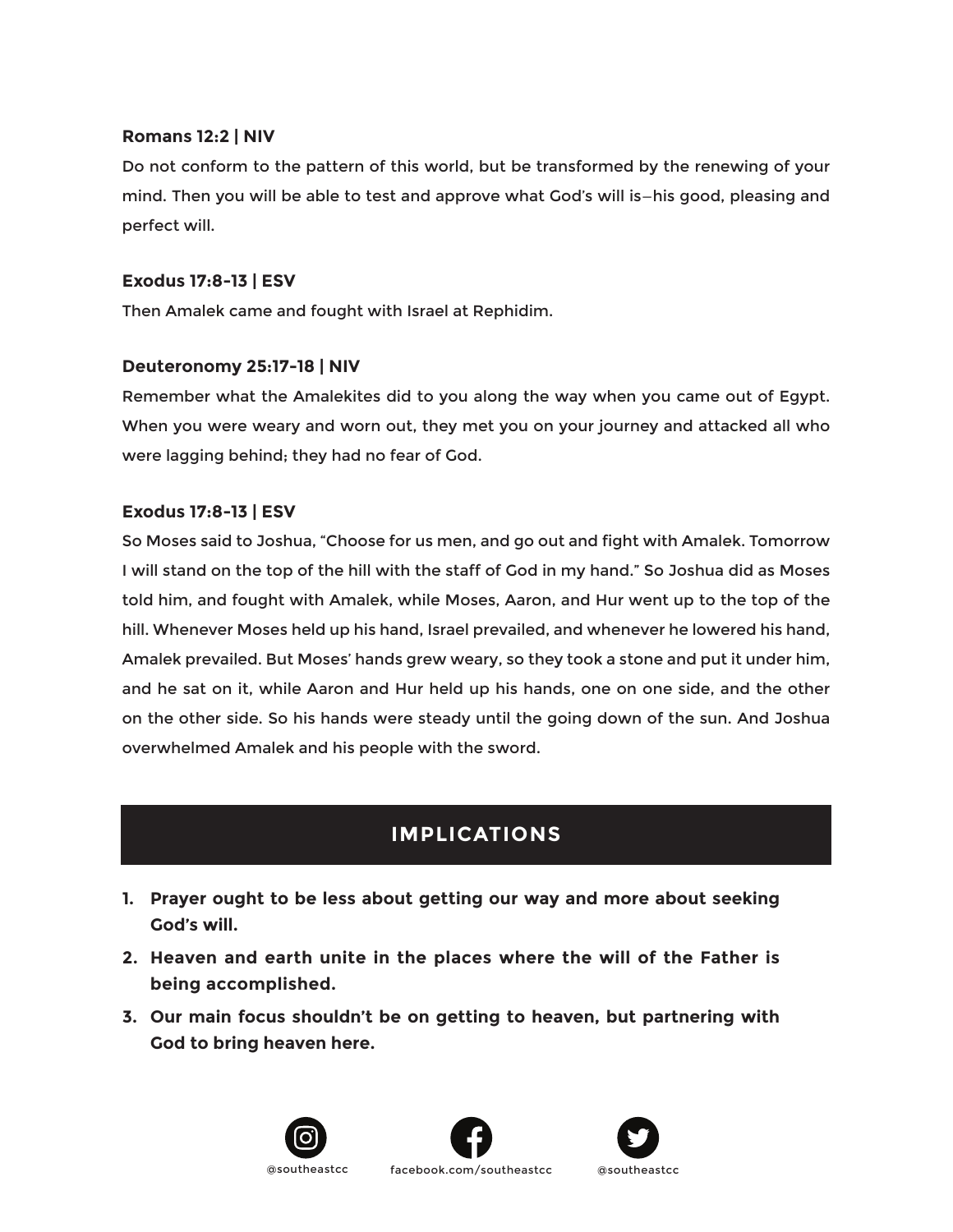**Romans 12:2 | NIV**

Do not conform to the pattern of this world, but be transformed by the renewing of your mind. Then you will be able to test and approve what God's will is—his good, pleasing and perfect will.

**Exodus 17:8-13 | ESV**

Then Amalek came and fought with Israel at Rephidim.

**Deuteronomy 25:17-18 | NIV**

Remember what the Amalekites did to you along the way when you came out of Egypt. When you were weary and worn out, they met you on your journey and attacked all who were lagging behind; they had no fear of God.

**Exodus 17:8-13 | ESV**

So Moses said to Joshua, "Choose for us men, and go out and fight with Amalek. Tomorrow I will stand on the top of the hill with the staff of God in my hand." So Joshua did as Moses told him, and fought with Amalek, while Moses, Aaron, and Hur went up to the top of the hill. Whenever Moses held up his hand, Israel prevailed, and whenever he lowered his hand, Amalek prevailed. But Moses' hands grew weary, so they took a stone and put it under him, and he sat on it, while Aaron and Hur held up his hands, one on one side, and the other on the other side. So his hands were steady until the going down of the sun. And Joshua overwhelmed Amalek and his people with the sword.

## IMPLICATIONS

1. **Prayer ought to be less about getting our way and more about seeking God's will.**
2. **Heaven and earth unite in the places where the will of the Father is being accomplished.**
3. **Our main focus shouldn't be on getting to heaven, but partnering with God to bring heaven here.**

@southeastcc facebook.com/southeastcc @southeastcc